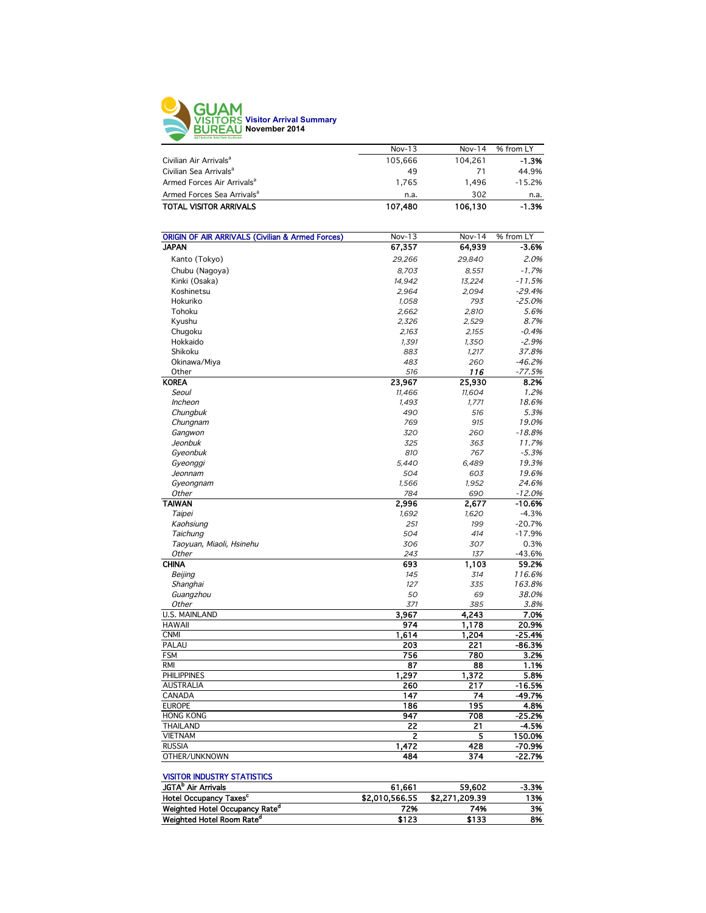# GUAM VISITORS BUREAU

**Visitor Arrival Summary**
**November 2014**

| | Nov-13 | Nov-14 | % from LY |
|---|---|---|---|
| Civilian Air Arrivals[a] | 105,666 | 104,261 | **-1.3%** |
| Civilian Sea Arrivals[a] | 49 | 71 | 44.9% |
| Armed Forces Air Arrivals[a] | 1,765 | 1,496 | -15.2% |
| Armed Forces Sea Arrivals[a] | n.a. | 302 | n.a. |
| **TOTAL VISITOR ARRIVALS** | **107,480** | **106,130** | **-1.3%** |

| ORIGIN OF AIR ARRIVALS (Civilian & Armed Forces) | Nov-13 | Nov-14 | % from LY |
|---|---|---|---|
| **JAPAN** | **67,357** | **64,939** | **-3.6%** |
| Kanto (Tokyo) | *29,266* | *29,840* | *2.0%* |
| Chubu (Nagoya) | *8,703* | *8,551* | *-1.7%* |
| Kinki (Osaka) | *14,942* | *13,224* | *-11.5%* |
| Koshinetsu | *2,964* | *2,094* | *-29.4%* |
| Hokuriko | *1,058* | *793* | *-25.0%* |
| Tohoku | *2,662* | *2,810* | *5.6%* |
| Kyushu | *2,326* | *2,529* | *8.7%* |
| Chugoku | *2,163* | *2,155* | *-0.4%* |
| Hokkaido | *1,391* | *1,350* | *-2.9%* |
| Shikoku | *883* | *1,217* | *37.8%* |
| Okinawa/Miya | *483* | *260* | *-46.2%* |
| Other | *516* | ***116*** | *-77.5%* |
| **KOREA** | **23,967** | **25,930** | **8.2%** |
| *Seoul* | *11,466* | *11,604* | *1.2%* |
| *Incheon* | *1,493* | *1,771* | *18.6%* |
| *Chungbuk* | *490* | *516* | *5.3%* |
| *Chungnam* | *769* | *915* | *19.0%* |
| *Gangwon* | *320* | *260* | *-18.8%* |
| *Jeonbuk* | *325* | *363* | *11.7%* |
| *Gyeonbuk* | *810* | *767* | *-5.3%* |
| *Gyeonggi* | *5,440* | *6,489* | *19.3%* |
| *Jeonnam* | *504* | *603* | *19.6%* |
| *Gyeongnam* | *1,566* | *1,952* | *24.6%* |
| *Other* | *784* | *690* | *-12.0%* |
| **TAIWAN** | **2,996** | **2,677** | **-10.6%** |
| *Taipei* | *1,692* | *1,620* | -4.3% |
| *Kaohsiung* | *251* | *199* | -20.7% |
| *Taichung* | *504* | *414* | -17.9% |
| *Taoyuan, Miaoli, Hsinehu* | *306* | *307* | 0.3% |
| *Other* | *243* | *137* | -43.6% |
| **CHINA** | **693** | **1,103** | **59.2%** |
| *Beijing* | *145* | *314* | *116.6%* |
| *Shanghai* | *127* | *335* | *163.8%* |
| *Guangzhou* | *50* | *69* | *38.0%* |
| *Other* | *371* | *385* | *3.8%* |
| U.S. MAINLAND | **3,967** | **4,243** | **7.0%** |
| HAWAII | **974** | **1,178** | **20.9%** |
| CNMI | **1,614** | **1,204** | **-25.4%** |
| PALAU | **203** | **221** | **-86.3%** |
| FSM | **756** | **780** | **3.2%** |
| RMI | **87** | **88** | **1.1%** |
| PHILIPPINES | **1,297** | **1,372** | **5.8%** |
| AUSTRALIA | **260** | **217** | **-16.5%** |
| CANADA | **147** | **74** | **-49.7%** |
| EUROPE | **186** | **195** | **4.8%** |
| HONG KONG | **947** | **708** | **-25.2%** |
| THAILAND | **22** | **21** | **-4.5%** |
| VIETNAM | **2** | **5** | **150.0%** |
| RUSSIA | **1,472** | **428** | **-70.9%** |
| OTHER/UNKNOWN | **484** | **374** | **-22.7%** |

| VISITOR INDUSTRY STATISTICS | | | |
|---|---|---|---|
| **JGTA[b] Air Arrivals** | **61,661** | **59,602** | **-3.3%** |
| **Hotel Occupancy Taxes[c]** | **$2,010,566.55** | **$2,271,209.39** | **13%** |
| **Weighted Hotel Occupancy Rate[d]** | **72%** | **74%** | **3%** |
| **Weighted Hotel Room Rate[d]** | **$123** | **$133** | **8%** |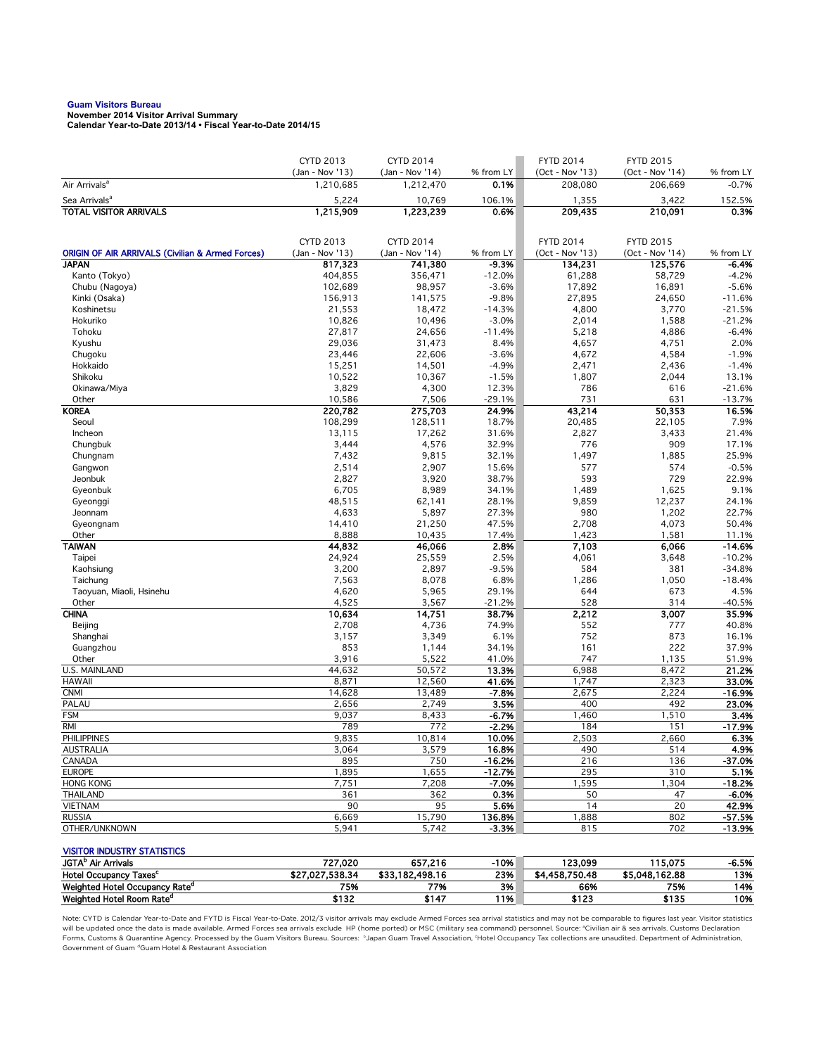**Guam Visitors Bureau**
**November 2014 Visitor Arrival Summary**
**Calendar Year-to-Date 2013/14 • Fiscal Year-to-Date 2014/15**

| | CYTD 2013 (Jan - Nov '13) | CYTD 2014 (Jan - Nov '14) | % from LY | FYTD 2014 (Oct - Nov '13) | FYTD 2015 (Oct - Nov '14) | % from LY |
|---|---|---|---|---|---|---|
| Air Arrivals[a] | 1,210,685 | 1,212,470 | 0.1% | 208,080 | 206,669 | -0.7% |
| Sea Arrivals[a] | 5,224 | 10,769 | 106.1% | 1,355 | 3,422 | 152.5% |
| **TOTAL VISITOR ARRIVALS** | **1,215,909** | **1,223,239** | **0.6%** | **209,435** | **210,091** | **0.3%** |

| ORIGIN OF AIR ARRIVALS (Civilian & Armed Forces) | CYTD 2013 (Jan - Nov '13) | CYTD 2014 (Jan - Nov '14) | % from LY | FYTD 2014 (Oct - Nov '13) | FYTD 2015 (Oct - Nov '14) | % from LY |
|---|---|---|---|---|---|---|
| **JAPAN** | **817,323** | **741,380** | **-9.3%** | **134,231** | **125,576** | **-6.4%** |
| Kanto (Tokyo) | 404,855 | 356,471 | -12.0% | 61,288 | 58,729 | -4.2% |
| Chubu (Nagoya) | 102,689 | 98,957 | -3.6% | 17,892 | 16,891 | -5.6% |
| Kinki (Osaka) | 156,913 | 141,575 | -9.8% | 27,895 | 24,650 | -11.6% |
| Koshinetsu | 21,553 | 18,472 | -14.3% | 4,800 | 3,770 | -21.5% |
| Hokuriko | 10,826 | 10,496 | -3.0% | 2,014 | 1,588 | -21.2% |
| Tohoku | 27,817 | 24,656 | -11.4% | 5,218 | 4,886 | -6.4% |
| Kyushu | 29,036 | 31,473 | 8.4% | 4,657 | 4,751 | 2.0% |
| Chugoku | 23,446 | 22,606 | -3.6% | 4,672 | 4,584 | -1.9% |
| Hokkaido | 15,251 | 14,501 | -4.9% | 2,471 | 2,436 | -1.4% |
| Shikoku | 10,522 | 10,367 | -1.5% | 1,807 | 2,044 | 13.1% |
| Okinawa/Miya | 3,829 | 4,300 | 12.3% | 786 | 616 | -21.6% |
| Other | 10,586 | 7,506 | -29.1% | 731 | 631 | -13.7% |
| **KOREA** | **220,782** | **275,703** | **24.9%** | **43,214** | **50,353** | **16.5%** |
| Seoul | 108,299 | 128,511 | 18.7% | 20,485 | 22,105 | 7.9% |
| Incheon | 13,115 | 17,262 | 31.6% | 2,827 | 3,433 | 21.4% |
| Chungbuk | 3,444 | 4,576 | 32.9% | 776 | 909 | 17.1% |
| Chungnam | 7,432 | 9,815 | 32.1% | 1,497 | 1,885 | 25.9% |
| Gangwon | 2,514 | 2,907 | 15.6% | 577 | 574 | -0.5% |
| Jeonbuk | 2,827 | 3,920 | 38.7% | 593 | 729 | 22.9% |
| Gyeonbuk | 6,705 | 8,989 | 34.1% | 1,489 | 1,625 | 9.1% |
| Gyeonggi | 48,515 | 62,141 | 28.1% | 9,859 | 12,237 | 24.1% |
| Jeonnam | 4,633 | 5,897 | 27.3% | 980 | 1,202 | 22.7% |
| Gyeongnam | 14,410 | 21,250 | 47.5% | 2,708 | 4,073 | 50.4% |
| Other | 8,888 | 10,435 | 17.4% | 1,423 | 1,581 | 11.1% |
| **TAIWAN** | **44,832** | **46,066** | **2.8%** | **7,103** | **6,066** | **-14.6%** |
| Taipei | 24,924 | 25,559 | 2.5% | 4,061 | 3,648 | -10.2% |
| Kaohsiung | 3,200 | 2,897 | -9.5% | 584 | 381 | -34.8% |
| Taichung | 7,563 | 8,078 | 6.8% | 1,286 | 1,050 | -18.4% |
| Taoyuan, Miaoli, Hsinehu | 4,620 | 5,965 | 29.1% | 644 | 673 | 4.5% |
| Other | 4,525 | 3,567 | -21.2% | 528 | 314 | -40.5% |
| **CHINA** | **10,634** | **14,751** | **38.7%** | **2,212** | **3,007** | **35.9%** |
| Beijing | 2,708 | 4,736 | 74.9% | 552 | 777 | 40.8% |
| Shanghai | 3,157 | 3,349 | 6.1% | 752 | 873 | 16.1% |
| Guangzhou | 853 | 1,144 | 34.1% | 161 | 222 | 37.9% |
| Other | 3,916 | 5,522 | 41.0% | 747 | 1,135 | 51.9% |
| U.S. MAINLAND | 44,632 | 50,572 | **13.3%** | 6,988 | 8,472 | **21.2%** |
| HAWAII | 8,871 | 12,560 | **41.6%** | 1,747 | 2,323 | **33.0%** |
| CNMI | 14,628 | 13,489 | **-7.8%** | 2,675 | 2,224 | **-16.9%** |
| PALAU | 2,656 | 2,749 | **3.5%** | 400 | 492 | **23.0%** |
| FSM | 9,037 | 8,433 | **-6.7%** | 1,460 | 1,510 | **3.4%** |
| RMI | 789 | 772 | **-2.2%** | 184 | 151 | **-17.9%** |
| PHILIPPINES | 9,835 | 10,814 | **10.0%** | 2,503 | 2,660 | **6.3%** |
| AUSTRALIA | 3,064 | 3,579 | **16.8%** | 490 | 514 | **4.9%** |
| CANADA | 895 | 750 | **-16.2%** | 216 | 136 | **-37.0%** |
| EUROPE | 1,895 | 1,655 | **-12.7%** | 295 | 310 | **5.1%** |
| HONG KONG | 7,751 | 7,208 | **-7.0%** | 1,595 | 1,304 | **-18.2%** |
| THAILAND | 361 | 362 | **0.3%** | 50 | 47 | **-6.0%** |
| VIETNAM | 90 | 95 | **5.6%** | 14 | 20 | **42.9%** |
| RUSSIA | 6,669 | 15,790 | **136.8%** | 1,888 | 802 | **-57.5%** |
| OTHER/UNKNOWN | 5,941 | 5,742 | **-3.3%** | 815 | 702 | **-13.9%** |

| VISITOR INDUSTRY STATISTICS | | | | | | |
|---|---|---|---|---|---|---|
| **JGTA[b] Air Arrivals** | **727,020** | **657,216** | **-10%** | **123,099** | **115,075** | **-6.5%** |
| **Hotel Occupancy Taxes[c]** | **$27,027,538.34** | **$33,182,498.16** | **23%** | **$4,458,750.48** | **$5,048,162.88** | **13%** |
| **Weighted Hotel Occupancy Rate[d]** | **75%** | **77%** | **3%** | **66%** | **75%** | **14%** |
| **Weighted Hotel Room Rate[d]** | **$132** | **$147** | **11%** | **$123** | **$135** | **10%** |

Note: CYTD is Calendar Year-to-Date and FYTD is Fiscal Year-to-Date. 2012/3 visitor arrivals may exclude Armed Forces sea arrival statistics and may not be comparable to figures last year. Visitor statistics will be updated once the data is made available. Armed Forces sea arrivals exclude HP (home ported) or MSC (military sea command) personnel. Source: [a]Civilian air & sea arrivals. Customs Declaration Forms, Customs & Quarantine Agency. Processed by the Guam Visitors Bureau. Sources: [b]Japan Guam Travel Association, [c]Hotel Occupancy Tax collections are unaudited. Department of Administration, Government of Guam [d]Guam Hotel & Restaurant Association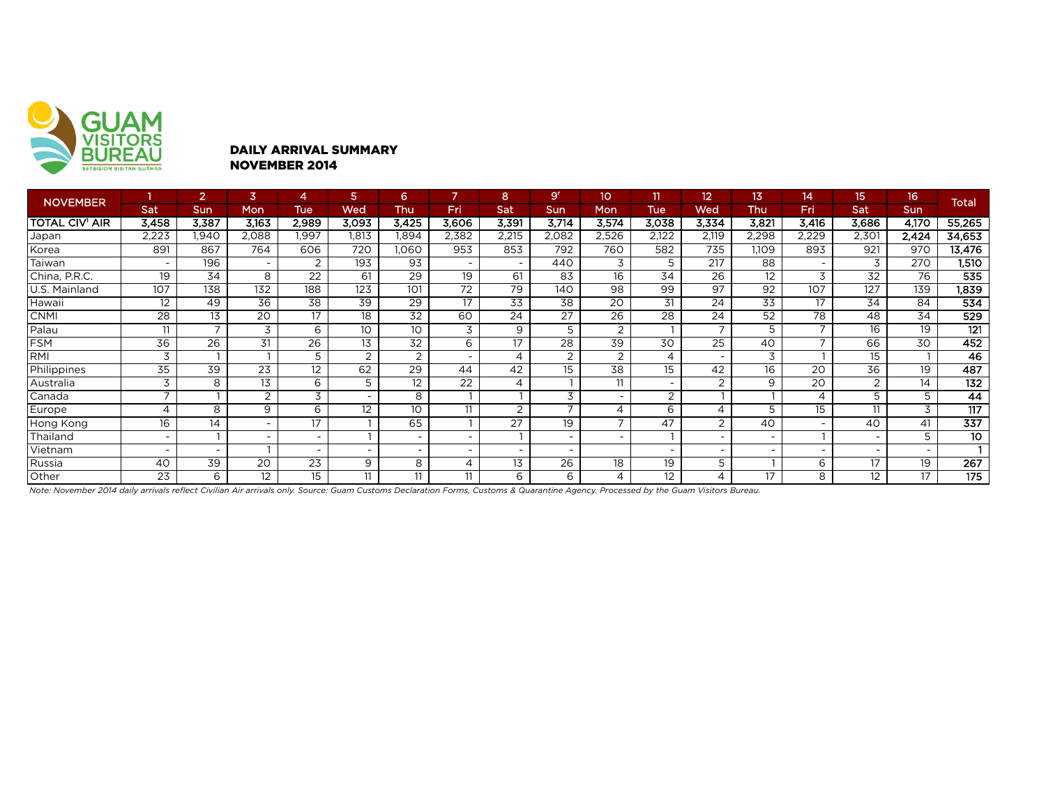GUAM VISITORS BUREAU
SETBISION BISITAN GUÅHAN

## DAILY ARRIVAL SUMMARY
## NOVEMBER 2014

| NOVEMBER | 1 | 2 | 3 | 4 | 5 | 6 | 7 | 8 | 9[r] | 10 | 11 | 12 | 13 | 14 | 15 | 16 | Total |
|---|---|---|---|---|---|---|---|---|---|---|---|---|---|---|---|---|---|
| | Sat | Sun | Mon | Tue | Wed | Thu | Fri | Sat | Sun | Mon | Tue | Wed | Thu | Fri | Sat | Sun | |
| **TOTAL CIV[1] AIR** | **3,458** | **3,387** | **3,163** | **2,989** | **3,093** | **3,425** | **3,606** | **3,391** | **3,714** | **3,574** | **3,038** | **3,334** | **3,821** | **3,416** | **3,686** | **4,170** | **55,265** |
| Japan | 2,223 | 1,940 | 2,088 | 1,997 | 1,813 | 1,894 | 2,382 | 2,215 | 2,082 | 2,526 | 2,122 | 2,119 | 2,298 | 2,229 | 2,301 | 2,424 | **34,653** |
| Korea | 891 | 867 | 764 | 606 | 720 | 1,060 | 953 | 853 | 792 | 760 | 582 | 735 | 1,109 | 893 | 921 | 970 | **13,476** |
| Taiwan | - | 196 | - | 2 | 193 | 93 | - | - | 440 | 3 | 5 | 217 | 88 | - | 3 | 270 | **1,510** |
| China, P.R.C. | 19 | 34 | 8 | 22 | 61 | 29 | 19 | 61 | 83 | 16 | 34 | 26 | 12 | 3 | 32 | 76 | **535** |
| U.S. Mainland | 107 | 138 | 132 | 188 | 123 | 101 | 72 | 79 | 140 | 98 | 99 | 97 | 92 | 107 | 127 | 139 | **1,839** |
| Hawaii | 12 | 49 | 36 | 38 | 39 | 29 | 17 | 33 | 38 | 20 | 31 | 24 | 33 | 17 | 34 | 84 | **534** |
| CNMI | 28 | 13 | 20 | 17 | 18 | 32 | 60 | 24 | 27 | 26 | 28 | 24 | 52 | 78 | 48 | 34 | **529** |
| Palau | 11 | 7 | 3 | 6 | 10 | 10 | 3 | 9 | 5 | 2 | 1 | 7 | 5 | 7 | 16 | 19 | **121** |
| FSM | 36 | 26 | 31 | 26 | 13 | 32 | 6 | 17 | 28 | 39 | 30 | 25 | 40 | 7 | 66 | 30 | **452** |
| RMI | 3 | 1 | 1 | 5 | 2 | 2 | - | 4 | 2 | 2 | 4 | - | 3 | 1 | 15 | 1 | **46** |
| Philippines | 35 | 39 | 23 | 12 | 62 | 29 | 44 | 42 | 15 | 38 | 15 | 42 | 16 | 20 | 36 | 19 | **487** |
| Australia | 3 | 8 | 13 | 6 | 5 | 12 | 22 | 4 | 1 | 11 | - | 2 | 9 | 20 | 2 | 14 | **132** |
| Canada | 7 | 1 | 2 | 3 | - | 8 | 1 | 1 | 3 | - | 2 | 1 | 1 | 4 | 5 | 5 | **44** |
| Europe | 4 | 8 | 9 | 6 | 12 | 10 | 11 | 2 | 7 | 4 | 6 | 4 | 5 | 15 | 11 | 3 | **117** |
| Hong Kong | 16 | 14 | - | 17 | 1 | 65 | 1 | 27 | 19 | 7 | 47 | 2 | 40 | - | 40 | 41 | **337** |
| Thailand | - | 1 | - | - | 1 | - | - | 1 | - | - | 1 | - | - | 1 | - | 5 | **10** |
| Vietnam | - | - | 1 | - | - | - | - | - | - | | - | - | - | - | - | - | **1** |
| Russia | 40 | 39 | 20 | 23 | 9 | 8 | 4 | 13 | 26 | 18 | 19 | 5 | 1 | 6 | 17 | 19 | **267** |
| Other | 23 | 6 | 12 | 15 | 11 | 11 | 11 | 6 | 6 | 4 | 12 | 4 | 17 | 8 | 12 | 17 | **175** |

*Note: November 2014 daily arrivals reflect Civilian Air arrivals only. Source: Guam Customs Declaration Forms, Customs & Quarantine Agency. Processed by the Guam Visitors Bureau.*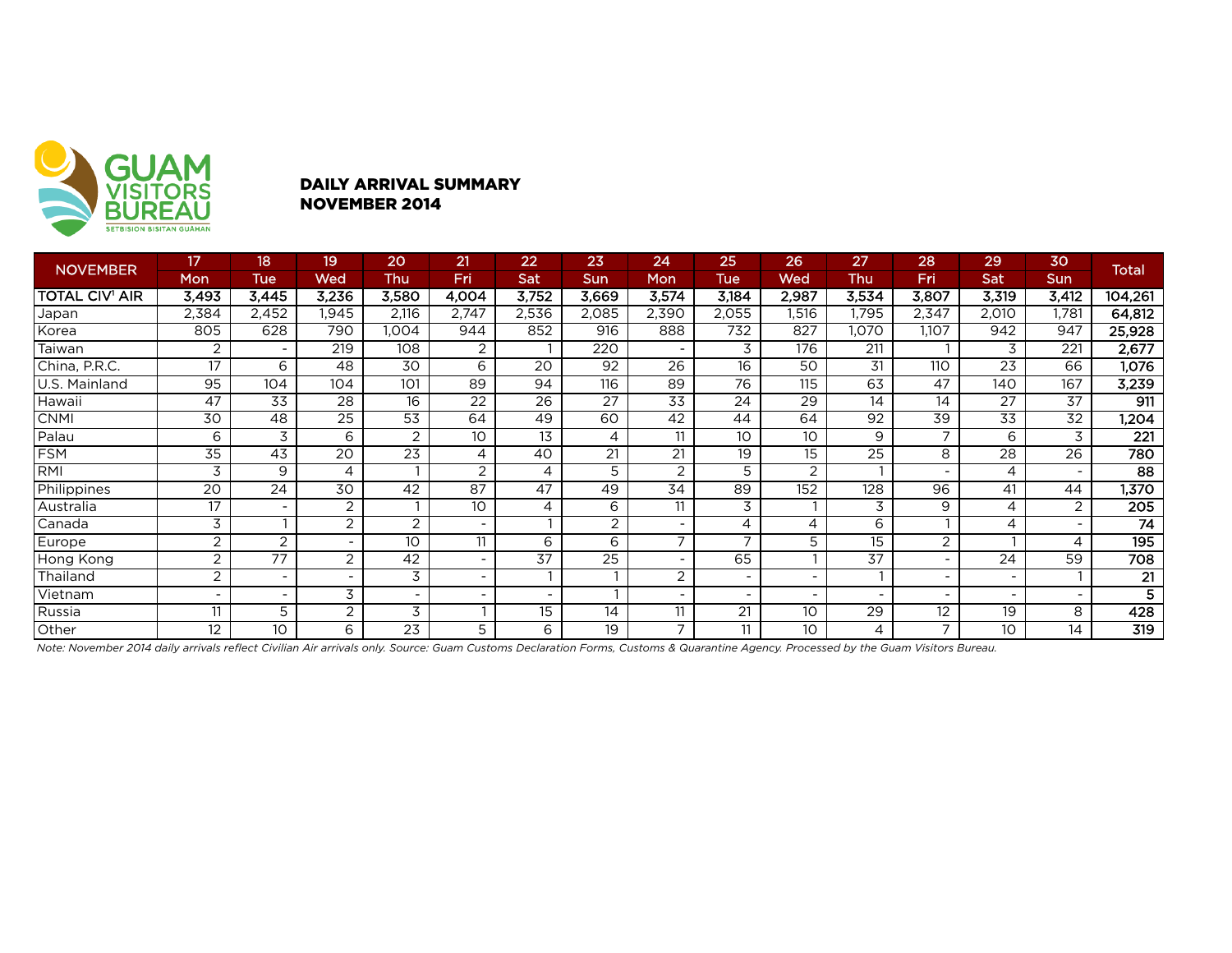GUAM VISITORS BUREAU
SETBISION BISITAN GUÅHAN

## DAILY ARRIVAL SUMMARY
## NOVEMBER 2014

| NOVEMBER | 17 Mon | 18 Tue | 19 Wed | 20 Thu | 21 Fri | 22 Sat | 23 Sun | 24 Mon | 25 Tue | 26 Wed | 27 Thu | 28 Fri | 29 Sat | 30 Sun | Total |
|---|---|---|---|---|---|---|---|---|---|---|---|---|---|---|---|
| **TOTAL CIV[1] AIR** | **3,493** | **3,445** | **3,236** | **3,580** | **4,004** | **3,752** | **3,669** | **3,574** | **3,184** | **2,987** | **3,534** | **3,807** | **3,319** | **3,412** | **104,261** |
| Japan | 2,384 | 2,452 | 1,945 | 2,116 | 2,747 | 2,536 | 2,085 | 2,390 | 2,055 | 1,516 | 1,795 | 2,347 | 2,010 | 1,781 | **64,812** |
| Korea | 805 | 628 | 790 | 1,004 | 944 | 852 | 916 | 888 | 732 | 827 | 1,070 | 1,107 | 942 | 947 | **25,928** |
| Taiwan | 2 | - | 219 | 108 | 2 | 1 | 220 | - | 3 | 176 | 211 | 1 | 3 | 221 | **2,677** |
| China, P.R.C. | 17 | 6 | 48 | 30 | 6 | 20 | 92 | 26 | 16 | 50 | 31 | 110 | 23 | 66 | **1,076** |
| U.S. Mainland | 95 | 104 | 104 | 101 | 89 | 94 | 116 | 89 | 76 | 115 | 63 | 47 | 140 | 167 | **3,239** |
| Hawaii | 47 | 33 | 28 | 16 | 22 | 26 | 27 | 33 | 24 | 29 | 14 | 14 | 27 | 37 | **911** |
| CNMI | 30 | 48 | 25 | 53 | 64 | 49 | 60 | 42 | 44 | 64 | 92 | 39 | 33 | 32 | **1,204** |
| Palau | 6 | 3 | 6 | 2 | 10 | 13 | 4 | 11 | 10 | 10 | 9 | 7 | 6 | 3 | **221** |
| FSM | 35 | 43 | 20 | 23 | 4 | 40 | 21 | 21 | 19 | 15 | 25 | 8 | 28 | 26 | **780** |
| RMI | 3 | 9 | 4 | 1 | 2 | 4 | 5 | 2 | 5 | 2 | 1 | - | 4 | - | **88** |
| Philippines | 20 | 24 | 30 | 42 | 87 | 47 | 49 | 34 | 89 | 152 | 128 | 96 | 41 | 44 | **1,370** |
| Australia | 17 | - | 2 | 1 | 10 | 4 | 6 | 11 | 3 | 1 | 3 | 9 | 4 | 2 | **205** |
| Canada | 3 | 1 | 2 | 2 | - | 1 | 2 | - | 4 | 4 | 6 | 1 | 4 | - | **74** |
| Europe | 2 | 2 | - | 10 | 11 | 6 | 6 | 7 | 7 | 5 | 15 | 2 | 1 | 4 | **195** |
| Hong Kong | 2 | 77 | 2 | 42 | - | 37 | 25 | - | 65 | 1 | 37 | - | 24 | 59 | **708** |
| Thailand | 2 | - | - | 3 | - | 1 | 1 | 2 | - | - | 1 | - | - | 1 | **21** |
| Vietnam | - | - | 3 | - | - | - | 1 | - | - | - | - | - | - | - | **5** |
| Russia | 11 | 5 | 2 | 3 | 1 | 15 | 14 | 11 | 21 | 10 | 29 | 12 | 19 | 8 | **428** |
| Other | 12 | 10 | 6 | 23 | 5 | 6 | 19 | 7 | 11 | 10 | 4 | 7 | 10 | 14 | **319** |

*Note: November 2014 daily arrivals reflect Civilian Air arrivals only. Source: Guam Customs Declaration Forms, Customs & Quarantine Agency. Processed by the Guam Visitors Bureau.*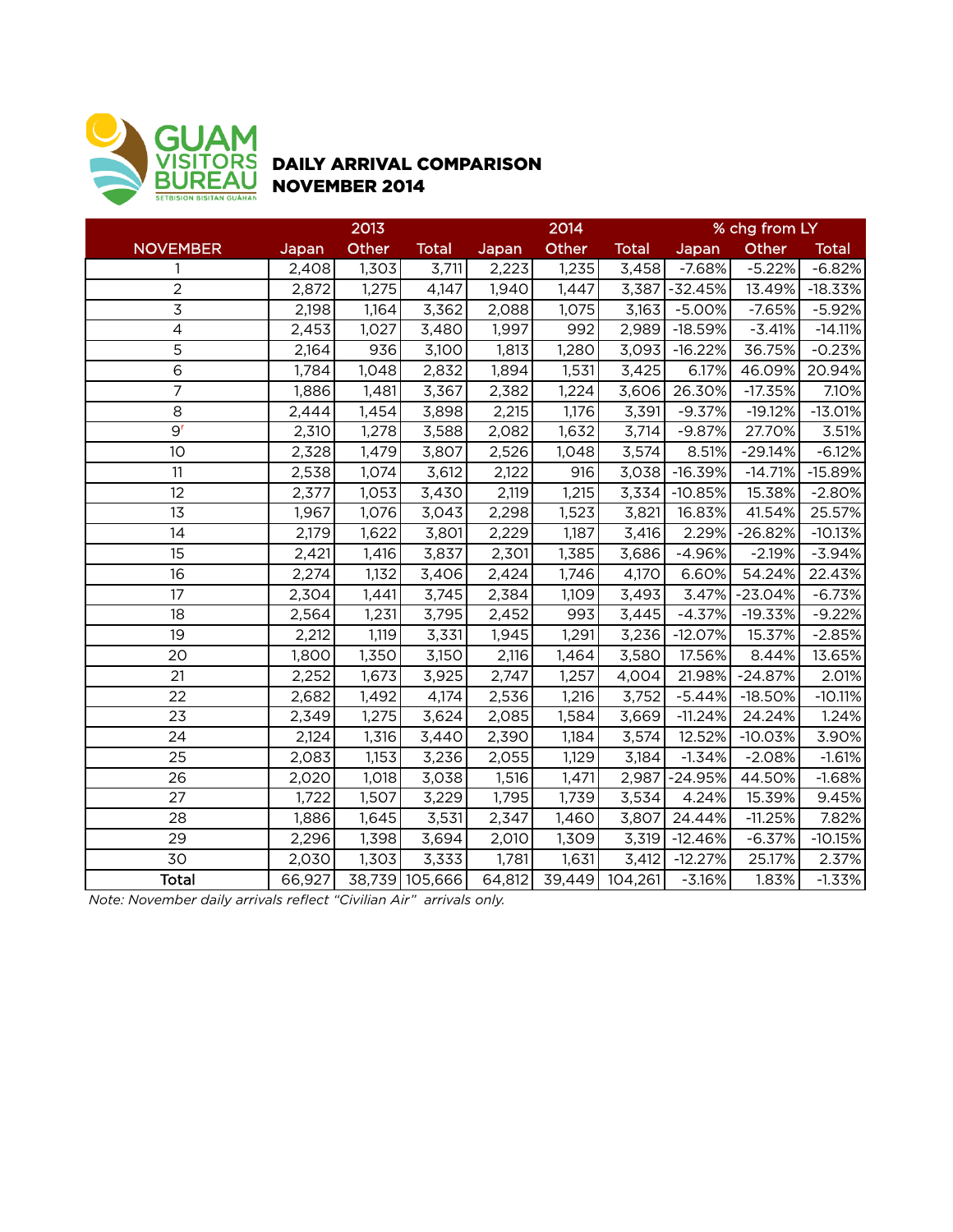# DAILY ARRIVAL COMPARISON
## NOVEMBER 2014

| NOVEMBER | 2013 | | | 2014 | | | % chg from LY | | |
|---|---|---|---|---|---|---|---|---|---|
| | Japan | Other | Total | Japan | Other | Total | Japan | Other | Total |
| 1 | 2,408 | 1,303 | 3,711 | 2,223 | 1,235 | 3,458 | -7.68% | -5.22% | -6.82% |
| 2 | 2,872 | 1,275 | 4,147 | 1,940 | 1,447 | 3,387 | -32.45% | 13.49% | -18.33% |
| 3 | 2,198 | 1,164 | 3,362 | 2,088 | 1,075 | 3,163 | -5.00% | -7.65% | -5.92% |
| 4 | 2,453 | 1,027 | 3,480 | 1,997 | 992 | 2,989 | -18.59% | -3.41% | -14.11% |
| 5 | 2,164 | 936 | 3,100 | 1,813 | 1,280 | 3,093 | -16.22% | 36.75% | -0.23% |
| 6 | 1,784 | 1,048 | 2,832 | 1,894 | 1,531 | 3,425 | 6.17% | 46.09% | 20.94% |
| 7 | 1,886 | 1,481 | 3,367 | 2,382 | 1,224 | 3,606 | 26.30% | -17.35% | 7.10% |
| 8 | 2,444 | 1,454 | 3,898 | 2,215 | 1,176 | 3,391 | -9.37% | -19.12% | -13.01% |
| 9[r] | 2,310 | 1,278 | 3,588 | 2,082 | 1,632 | 3,714 | -9.87% | 27.70% | 3.51% |
| 10 | 2,328 | 1,479 | 3,807 | 2,526 | 1,048 | 3,574 | 8.51% | -29.14% | -6.12% |
| 11 | 2,538 | 1,074 | 3,612 | 2,122 | 916 | 3,038 | -16.39% | -14.71% | -15.89% |
| 12 | 2,377 | 1,053 | 3,430 | 2,119 | 1,215 | 3,334 | -10.85% | 15.38% | -2.80% |
| 13 | 1,967 | 1,076 | 3,043 | 2,298 | 1,523 | 3,821 | 16.83% | 41.54% | 25.57% |
| 14 | 2,179 | 1,622 | 3,801 | 2,229 | 1,187 | 3,416 | 2.29% | -26.82% | -10.13% |
| 15 | 2,421 | 1,416 | 3,837 | 2,301 | 1,385 | 3,686 | -4.96% | -2.19% | -3.94% |
| 16 | 2,274 | 1,132 | 3,406 | 2,424 | 1,746 | 4,170 | 6.60% | 54.24% | 22.43% |
| 17 | 2,304 | 1,441 | 3,745 | 2,384 | 1,109 | 3,493 | 3.47% | -23.04% | -6.73% |
| 18 | 2,564 | 1,231 | 3,795 | 2,452 | 993 | 3,445 | -4.37% | -19.33% | -9.22% |
| 19 | 2,212 | 1,119 | 3,331 | 1,945 | 1,291 | 3,236 | -12.07% | 15.37% | -2.85% |
| 20 | 1,800 | 1,350 | 3,150 | 2,116 | 1,464 | 3,580 | 17.56% | 8.44% | 13.65% |
| 21 | 2,252 | 1,673 | 3,925 | 2,747 | 1,257 | 4,004 | 21.98% | -24.87% | 2.01% |
| 22 | 2,682 | 1,492 | 4,174 | 2,536 | 1,216 | 3,752 | -5.44% | -18.50% | -10.11% |
| 23 | 2,349 | 1,275 | 3,624 | 2,085 | 1,584 | 3,669 | -11.24% | 24.24% | 1.24% |
| 24 | 2,124 | 1,316 | 3,440 | 2,390 | 1,184 | 3,574 | 12.52% | -10.03% | 3.90% |
| 25 | 2,083 | 1,153 | 3,236 | 2,055 | 1,129 | 3,184 | -1.34% | -2.08% | -1.61% |
| 26 | 2,020 | 1,018 | 3,038 | 1,516 | 1,471 | 2,987 | -24.95% | 44.50% | -1.68% |
| 27 | 1,722 | 1,507 | 3,229 | 1,795 | 1,739 | 3,534 | 4.24% | 15.39% | 9.45% |
| 28 | 1,886 | 1,645 | 3,531 | 2,347 | 1,460 | 3,807 | 24.44% | -11.25% | 7.82% |
| 29 | 2,296 | 1,398 | 3,694 | 2,010 | 1,309 | 3,319 | -12.46% | -6.37% | -10.15% |
| 30 | 2,030 | 1,303 | 3,333 | 1,781 | 1,631 | 3,412 | -12.27% | 25.17% | 2.37% |
| **Total** | 66,927 | 38,739 | 105,666 | 64,812 | 39,449 | 104,261 | -3.16% | 1.83% | -1.33% |

*Note: November daily arrivals reflect "Civilian Air" arrivals only.*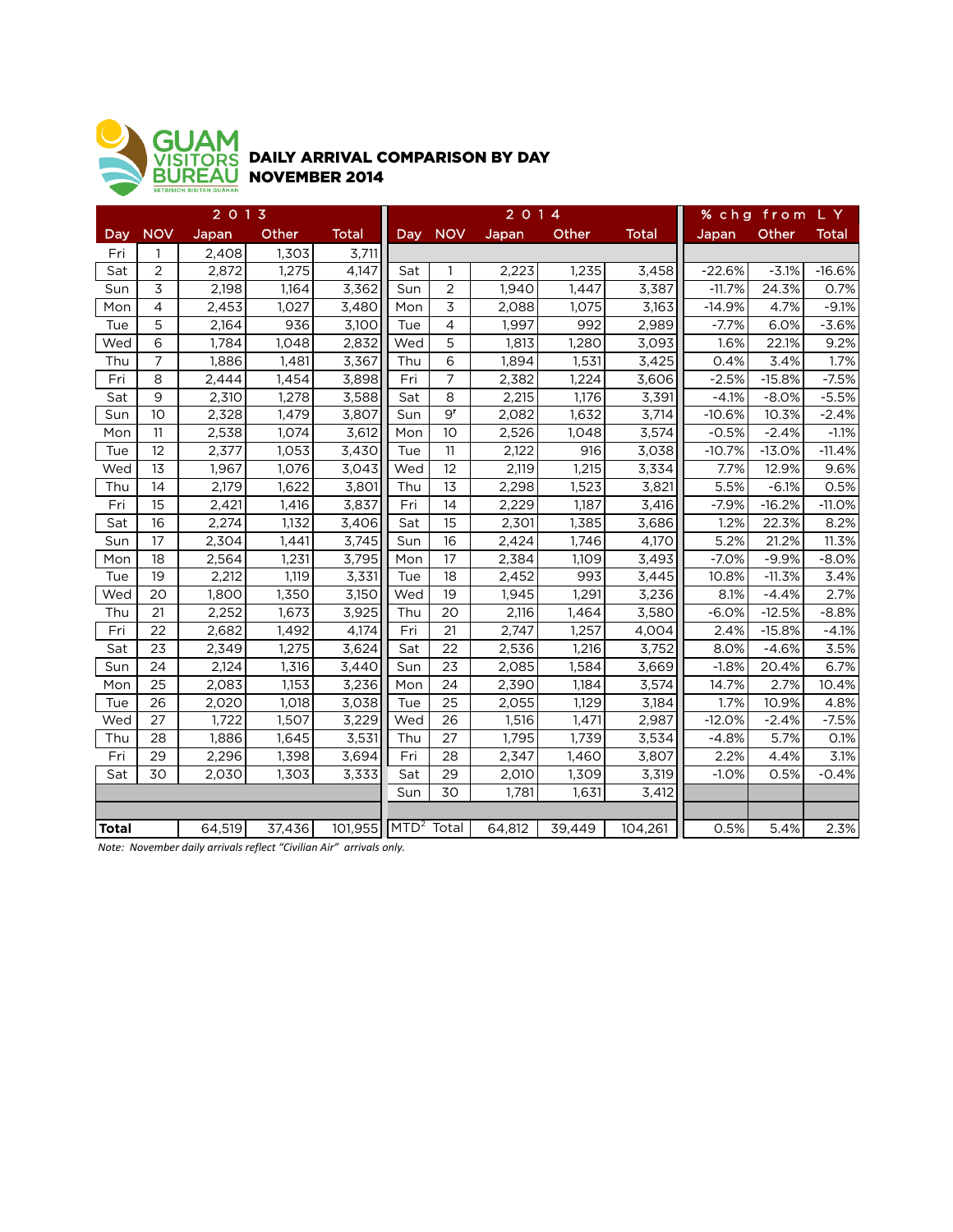GUAM VISITORS BUREAU
SETBISION BISITAN GUÅHAN

# DAILY ARRIVAL COMPARISON BY DAY
# NOVEMBER 2014

| 2013 | | | | | 2014 | | | | | % chg from LY | | |
|---|---|---|---|---|---|---|---|---|---|---|---|---|
| Day | NOV | Japan | Other | Total | Day | NOV | Japan | Other | Total | Japan | Other | Total |
| Fri | 1 | 2,408 | 1,303 | 3,711 | | | | | | | | |
| Sat | 2 | 2,872 | 1,275 | 4,147 | Sat | 1 | 2,223 | 1,235 | 3,458 | -22.6% | -3.1% | -16.6% |
| Sun | 3 | 2,198 | 1,164 | 3,362 | Sun | 2 | 1,940 | 1,447 | 3,387 | -11.7% | 24.3% | 0.7% |
| Mon | 4 | 2,453 | 1,027 | 3,480 | Mon | 3 | 2,088 | 1,075 | 3,163 | -14.9% | 4.7% | -9.1% |
| Tue | 5 | 2,164 | 936 | 3,100 | Tue | 4 | 1,997 | 992 | 2,989 | -7.7% | 6.0% | -3.6% |
| Wed | 6 | 1,784 | 1,048 | 2,832 | Wed | 5 | 1,813 | 1,280 | 3,093 | 1.6% | 22.1% | 9.2% |
| Thu | 7 | 1,886 | 1,481 | 3,367 | Thu | 6 | 1,894 | 1,531 | 3,425 | 0.4% | 3.4% | 1.7% |
| Fri | 8 | 2,444 | 1,454 | 3,898 | Fri | 7 | 2,382 | 1,224 | 3,606 | -2.5% | -15.8% | -7.5% |
| Sat | 9 | 2,310 | 1,278 | 3,588 | Sat | 8 | 2,215 | 1,176 | 3,391 | -4.1% | -8.0% | -5.5% |
| Sun | 10 | 2,328 | 1,479 | 3,807 | Sun | 9[r] | 2,082 | 1,632 | 3,714 | -10.6% | 10.3% | -2.4% |
| Mon | 11 | 2,538 | 1,074 | 3,612 | Mon | 10 | 2,526 | 1,048 | 3,574 | -0.5% | -2.4% | -1.1% |
| Tue | 12 | 2,377 | 1,053 | 3,430 | Tue | 11 | 2,122 | 916 | 3,038 | -10.7% | -13.0% | -11.4% |
| Wed | 13 | 1,967 | 1,076 | 3,043 | Wed | 12 | 2,119 | 1,215 | 3,334 | 7.7% | 12.9% | 9.6% |
| Thu | 14 | 2,179 | 1,622 | 3,801 | Thu | 13 | 2,298 | 1,523 | 3,821 | 5.5% | -6.1% | 0.5% |
| Fri | 15 | 2,421 | 1,416 | 3,837 | Fri | 14 | 2,229 | 1,187 | 3,416 | -7.9% | -16.2% | -11.0% |
| Sat | 16 | 2,274 | 1,132 | 3,406 | Sat | 15 | 2,301 | 1,385 | 3,686 | 1.2% | 22.3% | 8.2% |
| Sun | 17 | 2,304 | 1,441 | 3,745 | Sun | 16 | 2,424 | 1,746 | 4,170 | 5.2% | 21.2% | 11.3% |
| Mon | 18 | 2,564 | 1,231 | 3,795 | Mon | 17 | 2,384 | 1,109 | 3,493 | -7.0% | -9.9% | -8.0% |
| Tue | 19 | 2,212 | 1,119 | 3,331 | Tue | 18 | 2,452 | 993 | 3,445 | 10.8% | -11.3% | 3.4% |
| Wed | 20 | 1,800 | 1,350 | 3,150 | Wed | 19 | 1,945 | 1,291 | 3,236 | 8.1% | -4.4% | 2.7% |
| Thu | 21 | 2,252 | 1,673 | 3,925 | Thu | 20 | 2,116 | 1,464 | 3,580 | -6.0% | -12.5% | -8.8% |
| Fri | 22 | 2,682 | 1,492 | 4,174 | Fri | 21 | 2,747 | 1,257 | 4,004 | 2.4% | -15.8% | -4.1% |
| Sat | 23 | 2,349 | 1,275 | 3,624 | Sat | 22 | 2,536 | 1,216 | 3,752 | 8.0% | -4.6% | 3.5% |
| Sun | 24 | 2,124 | 1,316 | 3,440 | Sun | 23 | 2,085 | 1,584 | 3,669 | -1.8% | 20.4% | 6.7% |
| Mon | 25 | 2,083 | 1,153 | 3,236 | Mon | 24 | 2,390 | 1,184 | 3,574 | 14.7% | 2.7% | 10.4% |
| Tue | 26 | 2,020 | 1,018 | 3,038 | Tue | 25 | 2,055 | 1,129 | 3,184 | 1.7% | 10.9% | 4.8% |
| Wed | 27 | 1,722 | 1,507 | 3,229 | Wed | 26 | 1,516 | 1,471 | 2,987 | -12.0% | -2.4% | -7.5% |
| Thu | 28 | 1,886 | 1,645 | 3,531 | Thu | 27 | 1,795 | 1,739 | 3,534 | -4.8% | 5.7% | 0.1% |
| Fri | 29 | 2,296 | 1,398 | 3,694 | Fri | 28 | 2,347 | 1,460 | 3,807 | 2.2% | 4.4% | 3.1% |
| Sat | 30 | 2,030 | 1,303 | 3,333 | Sat | 29 | 2,010 | 1,309 | 3,319 | -1.0% | 0.5% | -0.4% |
| | | | | | Sun | 30 | 1,781 | 1,631 | 3,412 | | | |
| **Total** | | 64,519 | 37,436 | 101,955 | MTD[2] | Total | 64,812 | 39,449 | 104,261 | 0.5% | 5.4% | 2.3% |

*Note: November daily arrivals reflect "Civilian Air" arrivals only.*